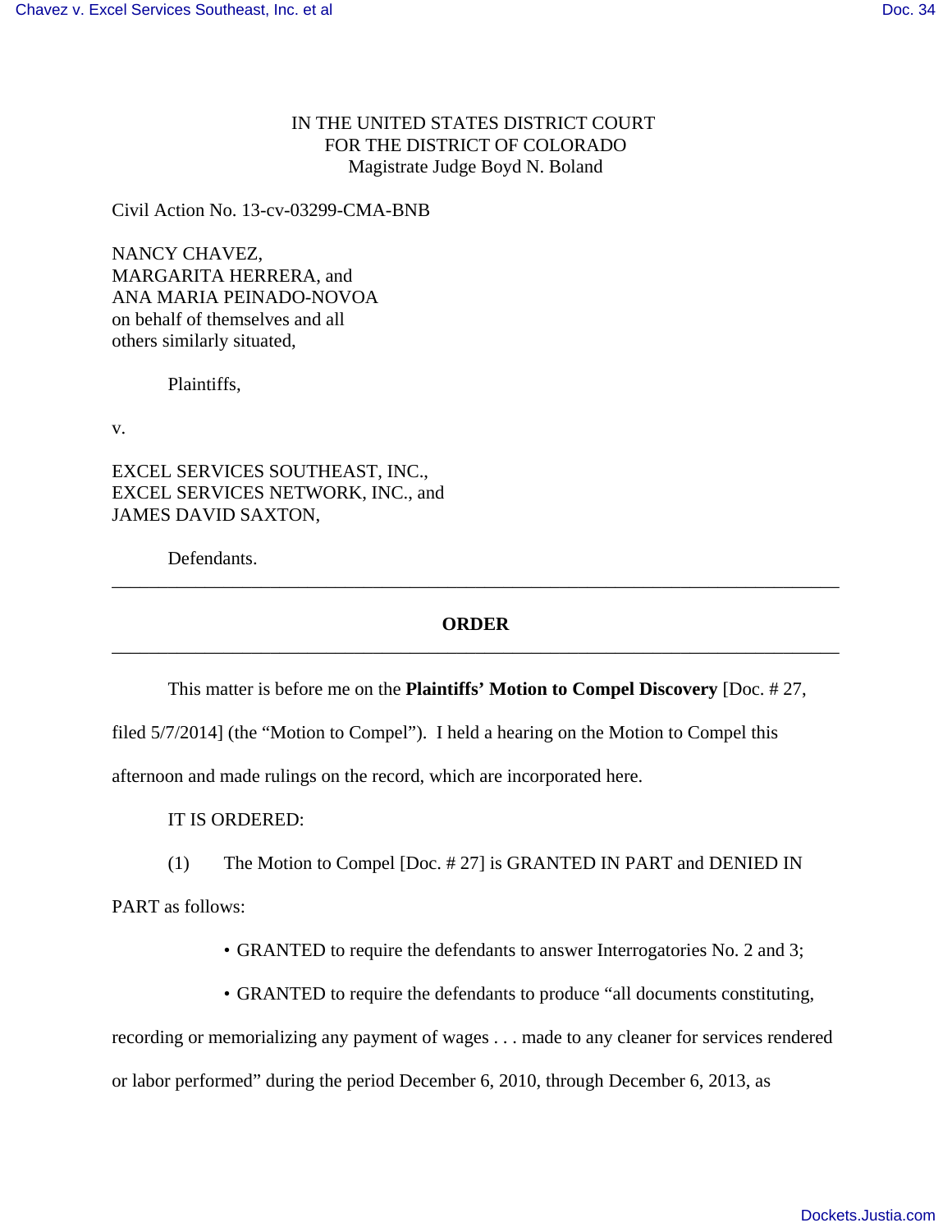IN THE UNITED STATES DISTRICT COURT
FOR THE DISTRICT OF COLORADO
Magistrate Judge Boyd N. Boland

Civil Action No. 13-cv-03299-CMA-BNB

NANCY CHAVEZ,
MARGARITA HERRERA, and
ANA MARIA PEINADO-NOVOA
on behalf of themselves and all
others similarly situated,

Plaintiffs,

v.

EXCEL SERVICES SOUTHEAST, INC.,
EXCEL SERVICES NETWORK, INC., and
JAMES DAVID SAXTON,

Defendants.

---

**ORDER**

---

This matter is before me on the **Plaintiffs' Motion to Compel Discovery** [Doc. # 27, filed 5/7/2014] (the "Motion to Compel"). I held a hearing on the Motion to Compel this afternoon and made rulings on the record, which are incorporated here.

IT IS ORDERED:

(1) The Motion to Compel [Doc. # 27] is GRANTED IN PART and DENIED IN PART as follows:

- GRANTED to require the defendants to answer Interrogatories No. 2 and 3;
- GRANTED to require the defendants to produce "all documents constituting, recording or memorializing any payment of wages . . . made to any cleaner for services rendered or labor performed" during the period December 6, 2010, through December 6, 2013, as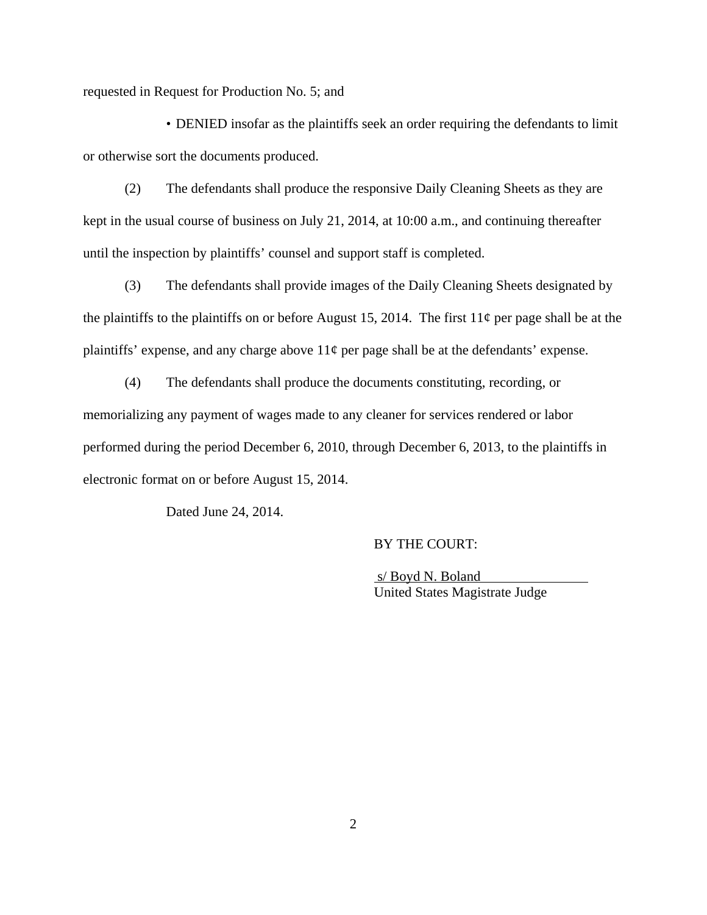requested in Request for Production No. 5; and

• DENIED insofar as the plaintiffs seek an order requiring the defendants to limit or otherwise sort the documents produced.

(2) The defendants shall produce the responsive Daily Cleaning Sheets as they are kept in the usual course of business on July 21, 2014, at 10:00 a.m., and continuing thereafter until the inspection by plaintiffs' counsel and support staff is completed.

(3) The defendants shall provide images of the Daily Cleaning Sheets designated by the plaintiffs to the plaintiffs on or before August 15, 2014. The first 11¢ per page shall be at the plaintiffs' expense, and any charge above 11¢ per page shall be at the defendants' expense.

(4) The defendants shall produce the documents constituting, recording, or memorializing any payment of wages made to any cleaner for services rendered or labor performed during the period December 6, 2010, through December 6, 2013, to the plaintiffs in electronic format on or before August 15, 2014.

Dated June 24, 2014.

BY THE COURT:

s/ Boyd N. Boland
United States Magistrate Judge